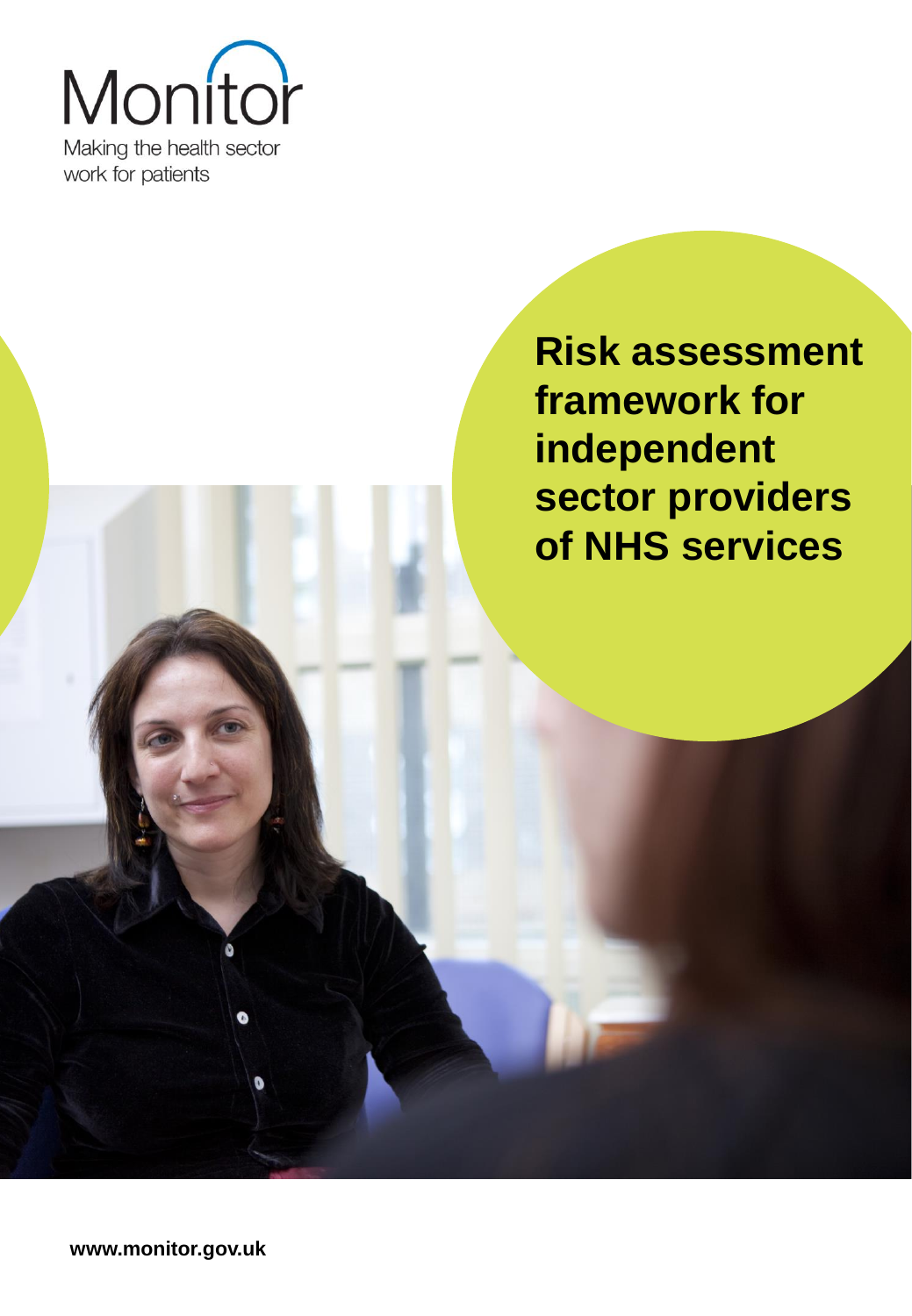Monitor

Making the health sector work for patients

# Risk assessment framework for independent sector providers of NHS services

www.monitor.gov.uk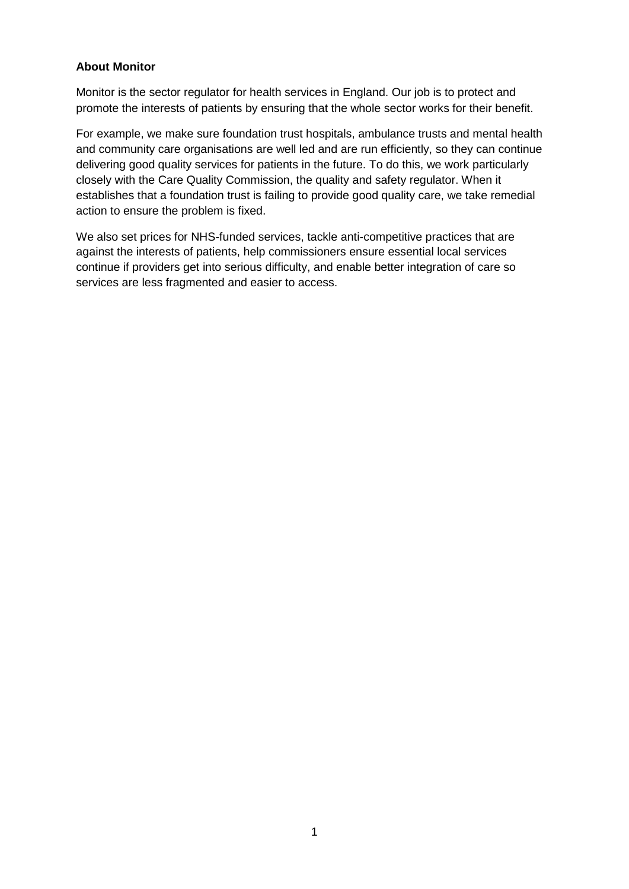**About Monitor**

Monitor is the sector regulator for health services in England. Our job is to protect and promote the interests of patients by ensuring that the whole sector works for their benefit.

For example, we make sure foundation trust hospitals, ambulance trusts and mental health and community care organisations are well led and are run efficiently, so they can continue delivering good quality services for patients in the future. To do this, we work particularly closely with the Care Quality Commission, the quality and safety regulator. When it establishes that a foundation trust is failing to provide good quality care, we take remedial action to ensure the problem is fixed.

We also set prices for NHS-funded services, tackle anti-competitive practices that are against the interests of patients, help commissioners ensure essential local services continue if providers get into serious difficulty, and enable better integration of care so services are less fragmented and easier to access.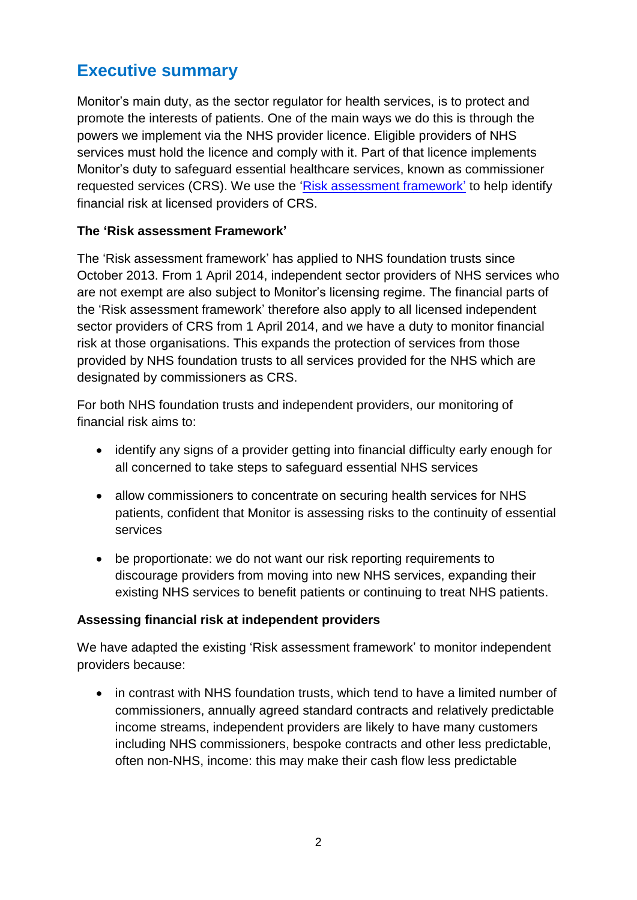## Executive summary

Monitor's main duty, as the sector regulator for health services, is to protect and promote the interests of patients. One of the main ways we do this is through the powers we implement via the NHS provider licence. Eligible providers of NHS services must hold the licence and comply with it. Part of that licence implements Monitor's duty to safeguard essential healthcare services, known as commissioner requested services (CRS). We use the 'Risk assessment framework' to help identify financial risk at licensed providers of CRS.

**The 'Risk assessment Framework'**

The 'Risk assessment framework' has applied to NHS foundation trusts since October 2013. From 1 April 2014, independent sector providers of NHS services who are not exempt are also subject to Monitor's licensing regime. The financial parts of the 'Risk assessment framework' therefore also apply to all licensed independent sector providers of CRS from 1 April 2014, and we have a duty to monitor financial risk at those organisations. This expands the protection of services from those provided by NHS foundation trusts to all services provided for the NHS which are designated by commissioners as CRS.

For both NHS foundation trusts and independent providers, our monitoring of financial risk aims to:

- identify any signs of a provider getting into financial difficulty early enough for all concerned to take steps to safeguard essential NHS services
- allow commissioners to concentrate on securing health services for NHS patients, confident that Monitor is assessing risks to the continuity of essential services
- be proportionate: we do not want our risk reporting requirements to discourage providers from moving into new NHS services, expanding their existing NHS services to benefit patients or continuing to treat NHS patients.

**Assessing financial risk at independent providers**

We have adapted the existing 'Risk assessment framework' to monitor independent providers because:

- in contrast with NHS foundation trusts, which tend to have a limited number of commissioners, annually agreed standard contracts and relatively predictable income streams, independent providers are likely to have many customers including NHS commissioners, bespoke contracts and other less predictable, often non-NHS, income: this may make their cash flow less predictable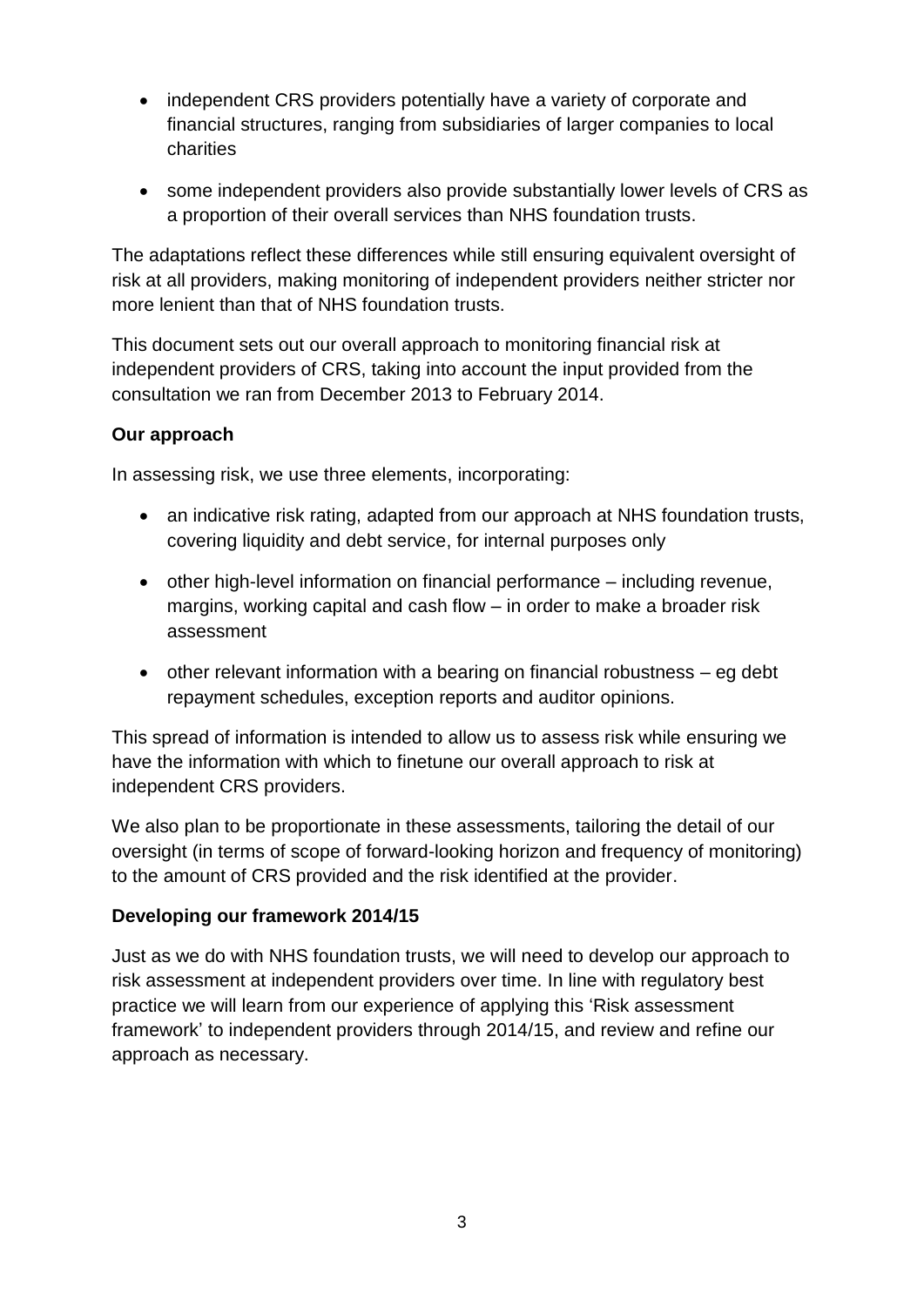- independent CRS providers potentially have a variety of corporate and financial structures, ranging from subsidiaries of larger companies to local charities
- some independent providers also provide substantially lower levels of CRS as a proportion of their overall services than NHS foundation trusts.

The adaptations reflect these differences while still ensuring equivalent oversight of risk at all providers, making monitoring of independent providers neither stricter nor more lenient than that of NHS foundation trusts.

This document sets out our overall approach to monitoring financial risk at independent providers of CRS, taking into account the input provided from the consultation we ran from December 2013 to February 2014.

**Our approach**

In assessing risk, we use three elements, incorporating:

- an indicative risk rating, adapted from our approach at NHS foundation trusts, covering liquidity and debt service, for internal purposes only
- other high-level information on financial performance – including revenue, margins, working capital and cash flow – in order to make a broader risk assessment
- other relevant information with a bearing on financial robustness – eg debt repayment schedules, exception reports and auditor opinions.

This spread of information is intended to allow us to assess risk while ensuring we have the information with which to finetune our overall approach to risk at independent CRS providers.

We also plan to be proportionate in these assessments, tailoring the detail of our oversight (in terms of scope of forward-looking horizon and frequency of monitoring) to the amount of CRS provided and the risk identified at the provider.

**Developing our framework 2014/15**

Just as we do with NHS foundation trusts, we will need to develop our approach to risk assessment at independent providers over time. In line with regulatory best practice we will learn from our experience of applying this 'Risk assessment framework' to independent providers through 2014/15, and review and refine our approach as necessary.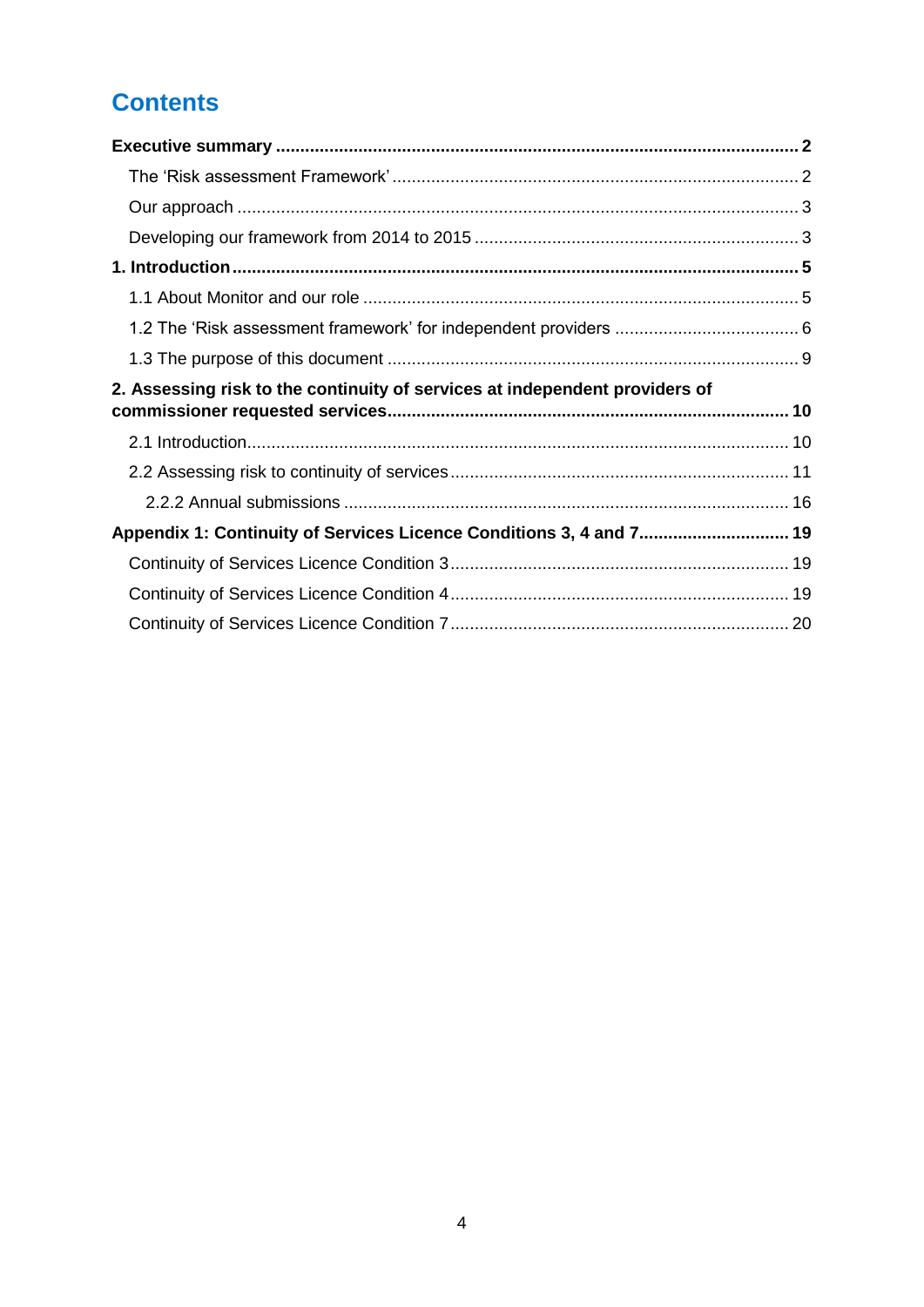# Contents

**Executive summary** .......... **2**

- The 'Risk assessment Framework' .......... 2
- Our approach .......... 3
- Developing our framework from 2014 to 2015 .......... 3

**1. Introduction** .......... **5**

- 1.1 About Monitor and our role .......... 5
- 1.2 The 'Risk assessment framework' for independent providers .......... 6
- 1.3 The purpose of this document .......... 9

**2. Assessing risk to the continuity of services at independent providers of commissioner requested services** .......... **10**

- 2.1 Introduction .......... 10
- 2.2 Assessing risk to continuity of services .......... 11
  - 2.2.2 Annual submissions .......... 16

**Appendix 1: Continuity of Services Licence Conditions 3, 4 and 7** .......... **19**

- Continuity of Services Licence Condition 3 .......... 19
- Continuity of Services Licence Condition 4 .......... 19
- Continuity of Services Licence Condition 7 .......... 20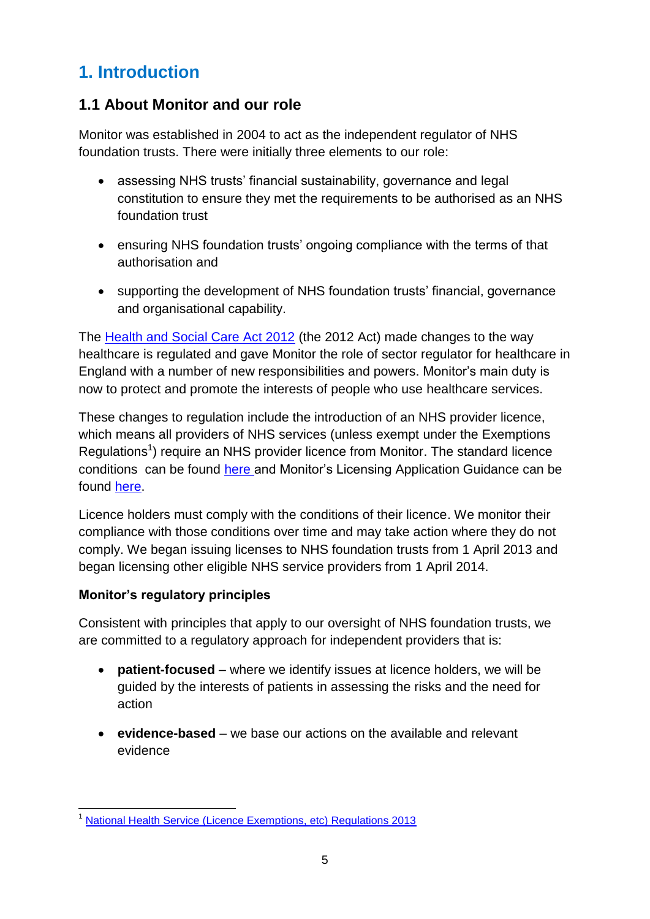# 1. Introduction

## 1.1 About Monitor and our role

Monitor was established in 2004 to act as the independent regulator of NHS foundation trusts. There were initially three elements to our role:

- assessing NHS trusts' financial sustainability, governance and legal constitution to ensure they met the requirements to be authorised as an NHS foundation trust
- ensuring NHS foundation trusts' ongoing compliance with the terms of that authorisation and
- supporting the development of NHS foundation trusts' financial, governance and organisational capability.

The Health and Social Care Act 2012 (the 2012 Act) made changes to the way healthcare is regulated and gave Monitor the role of sector regulator for healthcare in England with a number of new responsibilities and powers. Monitor's main duty is now to protect and promote the interests of people who use healthcare services.

These changes to regulation include the introduction of an NHS provider licence, which means all providers of NHS services (unless exempt under the Exemptions Regulations[1]) require an NHS provider licence from Monitor. The standard licence conditions can be found here and Monitor's Licensing Application Guidance can be found here.

Licence holders must comply with the conditions of their licence. We monitor their compliance with those conditions over time and may take action where they do not comply. We began issuing licenses to NHS foundation trusts from 1 April 2013 and began licensing other eligible NHS service providers from 1 April 2014.

**Monitor's regulatory principles**

Consistent with principles that apply to our oversight of NHS foundation trusts, we are committed to a regulatory approach for independent providers that is:

- **patient-focused** – where we identify issues at licence holders, we will be guided by the interests of patients in assessing the risks and the need for action
- **evidence-based** – we base our actions on the available and relevant evidence

[1] National Health Service (Licence Exemptions, etc) Regulations 2013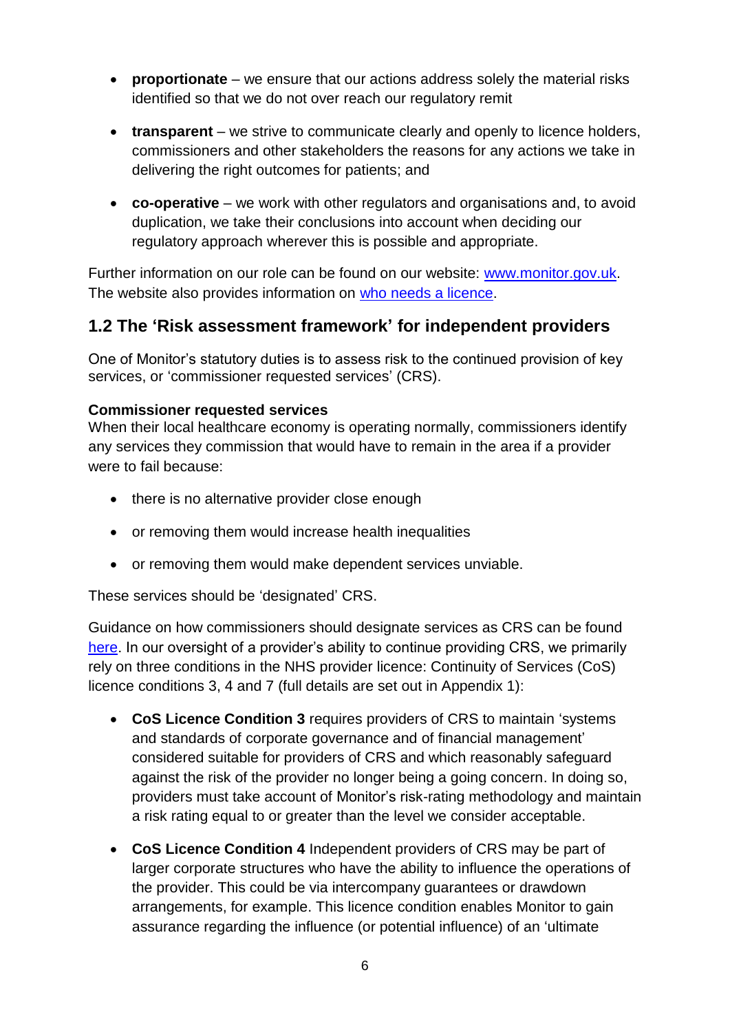- **proportionate** – we ensure that our actions address solely the material risks identified so that we do not over reach our regulatory remit
- **transparent** – we strive to communicate clearly and openly to licence holders, commissioners and other stakeholders the reasons for any actions we take in delivering the right outcomes for patients; and
- **co-operative** – we work with other regulators and organisations and, to avoid duplication, we take their conclusions into account when deciding our regulatory approach wherever this is possible and appropriate.

Further information on our role can be found on our website: [www.monitor.gov.uk](www.monitor.gov.uk). The website also provides information on [who needs a licence](who needs a licence).

## 1.2 The 'Risk assessment framework' for independent providers

One of Monitor's statutory duties is to assess risk to the continued provision of key services, or 'commissioner requested services' (CRS).

**Commissioner requested services**
When their local healthcare economy is operating normally, commissioners identify any services they commission that would have to remain in the area if a provider were to fail because:

- there is no alternative provider close enough
- or removing them would increase health inequalities
- or removing them would make dependent services unviable.

These services should be 'designated' CRS.

Guidance on how commissioners should designate services as CRS can be found here. In our oversight of a provider's ability to continue providing CRS, we primarily rely on three conditions in the NHS provider licence: Continuity of Services (CoS) licence conditions 3, 4 and 7 (full details are set out in Appendix 1):

- **CoS Licence Condition 3** requires providers of CRS to maintain 'systems and standards of corporate governance and of financial management' considered suitable for providers of CRS and which reasonably safeguard against the risk of the provider no longer being a going concern. In doing so, providers must take account of Monitor's risk-rating methodology and maintain a risk rating equal to or greater than the level we consider acceptable.
- **CoS Licence Condition 4** Independent providers of CRS may be part of larger corporate structures who have the ability to influence the operations of the provider. This could be via intercompany guarantees or drawdown arrangements, for example. This licence condition enables Monitor to gain assurance regarding the influence (or potential influence) of an 'ultimate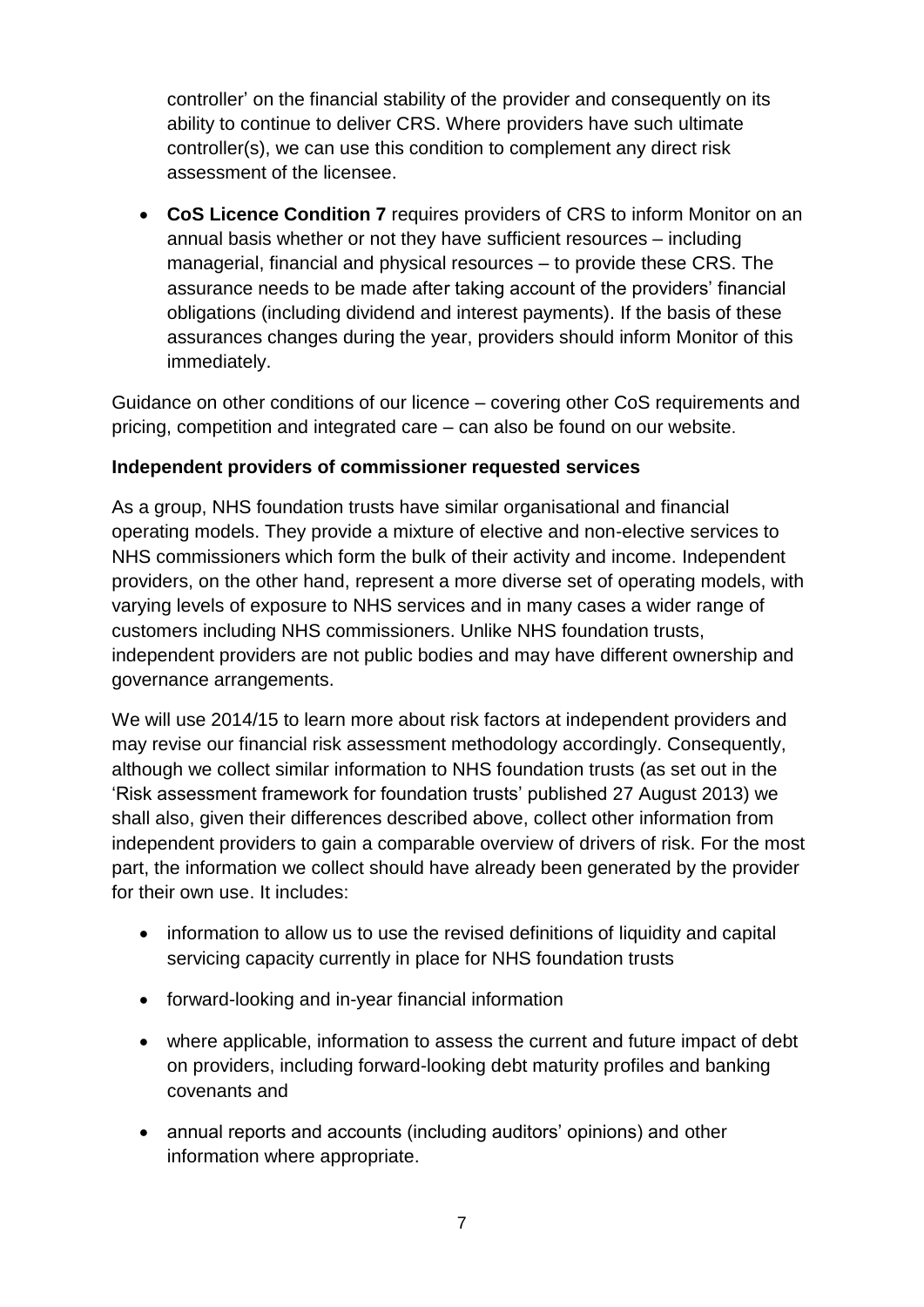controller' on the financial stability of the provider and consequently on its ability to continue to deliver CRS. Where providers have such ultimate controller(s), we can use this condition to complement any direct risk assessment of the licensee.

- **CoS Licence Condition 7** requires providers of CRS to inform Monitor on an annual basis whether or not they have sufficient resources – including managerial, financial and physical resources – to provide these CRS. The assurance needs to be made after taking account of the providers' financial obligations (including dividend and interest payments). If the basis of these assurances changes during the year, providers should inform Monitor of this immediately.

Guidance on other conditions of our licence – covering other CoS requirements and pricing, competition and integrated care – can also be found on our website.

**Independent providers of commissioner requested services**

As a group, NHS foundation trusts have similar organisational and financial operating models. They provide a mixture of elective and non-elective services to NHS commissioners which form the bulk of their activity and income. Independent providers, on the other hand, represent a more diverse set of operating models, with varying levels of exposure to NHS services and in many cases a wider range of customers including NHS commissioners. Unlike NHS foundation trusts, independent providers are not public bodies and may have different ownership and governance arrangements.

We will use 2014/15 to learn more about risk factors at independent providers and may revise our financial risk assessment methodology accordingly. Consequently, although we collect similar information to NHS foundation trusts (as set out in the 'Risk assessment framework for foundation trusts' published 27 August 2013) we shall also, given their differences described above, collect other information from independent providers to gain a comparable overview of drivers of risk. For the most part, the information we collect should have already been generated by the provider for their own use. It includes:

- information to allow us to use the revised definitions of liquidity and capital servicing capacity currently in place for NHS foundation trusts
- forward-looking and in-year financial information
- where applicable, information to assess the current and future impact of debt on providers, including forward-looking debt maturity profiles and banking covenants and
- annual reports and accounts (including auditors' opinions) and other information where appropriate.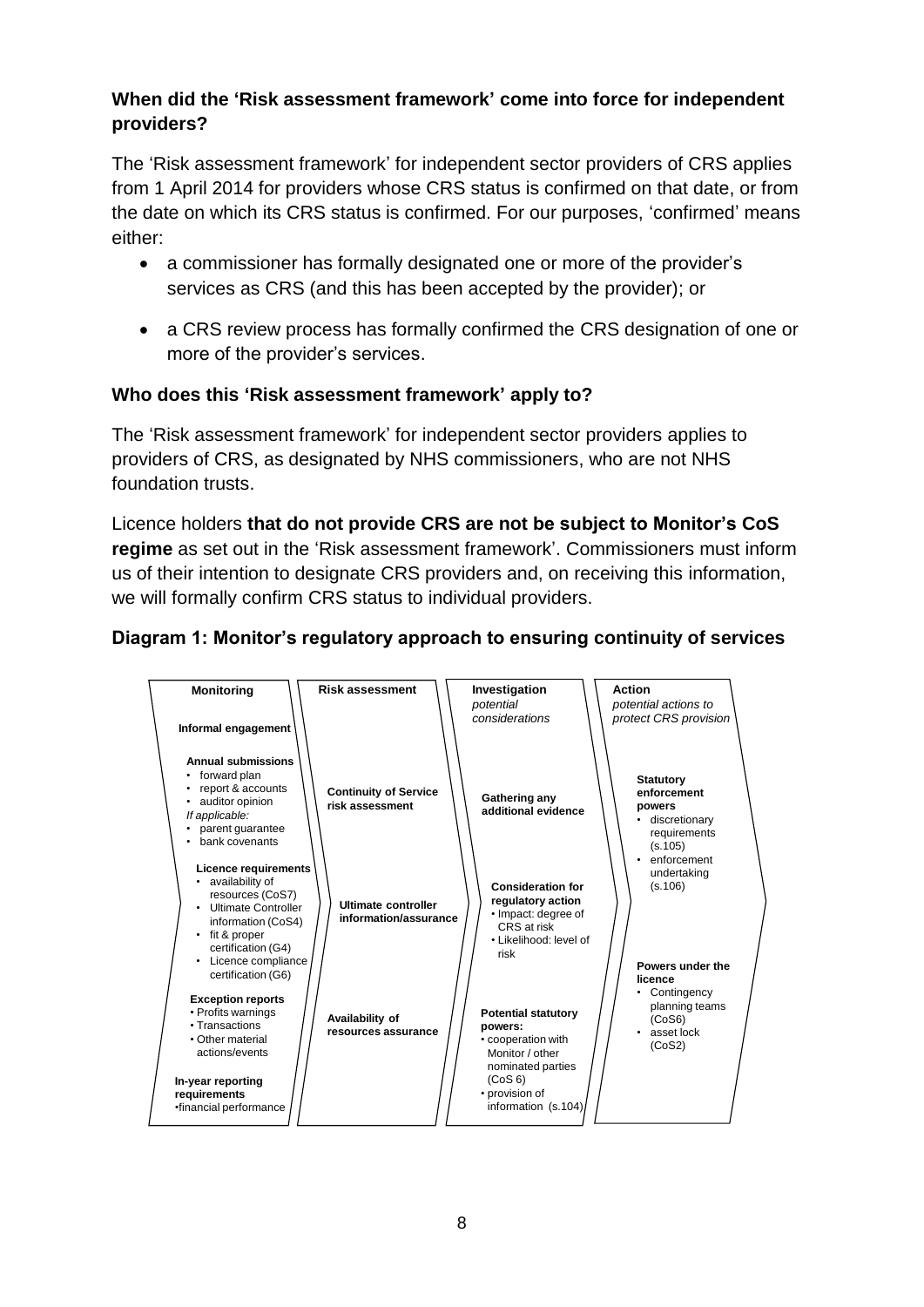### When did the 'Risk assessment framework' come into force for independent providers?

The 'Risk assessment framework' for independent sector providers of CRS applies from 1 April 2014 for providers whose CRS status is confirmed on that date, or from the date on which its CRS status is confirmed. For our purposes, 'confirmed' means either:

- a commissioner has formally designated one or more of the provider's services as CRS (and this has been accepted by the provider); or
- a CRS review process has formally confirmed the CRS designation of one or more of the provider's services.

### Who does this 'Risk assessment framework' apply to?

The 'Risk assessment framework' for independent sector providers applies to providers of CRS, as designated by NHS commissioners, who are not NHS foundation trusts.

Licence holders **that do not provide CRS are not be subject to Monitor's CoS regime** as set out in the 'Risk assessment framework'. Commissioners must inform us of their intention to designate CRS providers and, on receiving this information, we will formally confirm CRS status to individual providers.

### Diagram 1: Monitor's regulatory approach to ensuring continuity of services

| Monitoring | Risk assessment | Investigation *potential considerations* | Action *potential actions to protect CRS provision* |
|---|---|---|---|
| **Informal engagement** | | | |
| **Annual submissions**<br>• forward plan<br>• report & accounts<br>• auditor opinion<br>*If applicable:*<br>• parent guarantee<br>• bank covenants | **Continuity of Service risk assessment** | **Gathering any additional evidence** | **Statutory enforcement powers**<br>• discretionary requirements (s.105)<br>• enforcement undertaking (s.106) |
| **Licence requirements**<br>• availability of resources (CoS7)<br>• Ultimate Controller information (CoS4)<br>• fit & proper certification (G4)<br>• Licence compliance certification (G6) | **Ultimate controller information/assurance** | **Consideration for regulatory action**<br>• Impact: degree of CRS at risk<br>• Likelihood: level of risk | |
| **Exception reports**<br>• Profits warnings<br>• Transactions<br>• Other material actions/events | **Availability of resources assurance** | **Potential statutory powers:**<br>• cooperation with Monitor / other nominated parties (CoS 6)<br>• provision of information (s.104) | **Powers under the licence**<br>• Contingency planning teams (CoS6)<br>• asset lock (CoS2) |
| **In-year reporting requirements**<br>• financial performance | | | |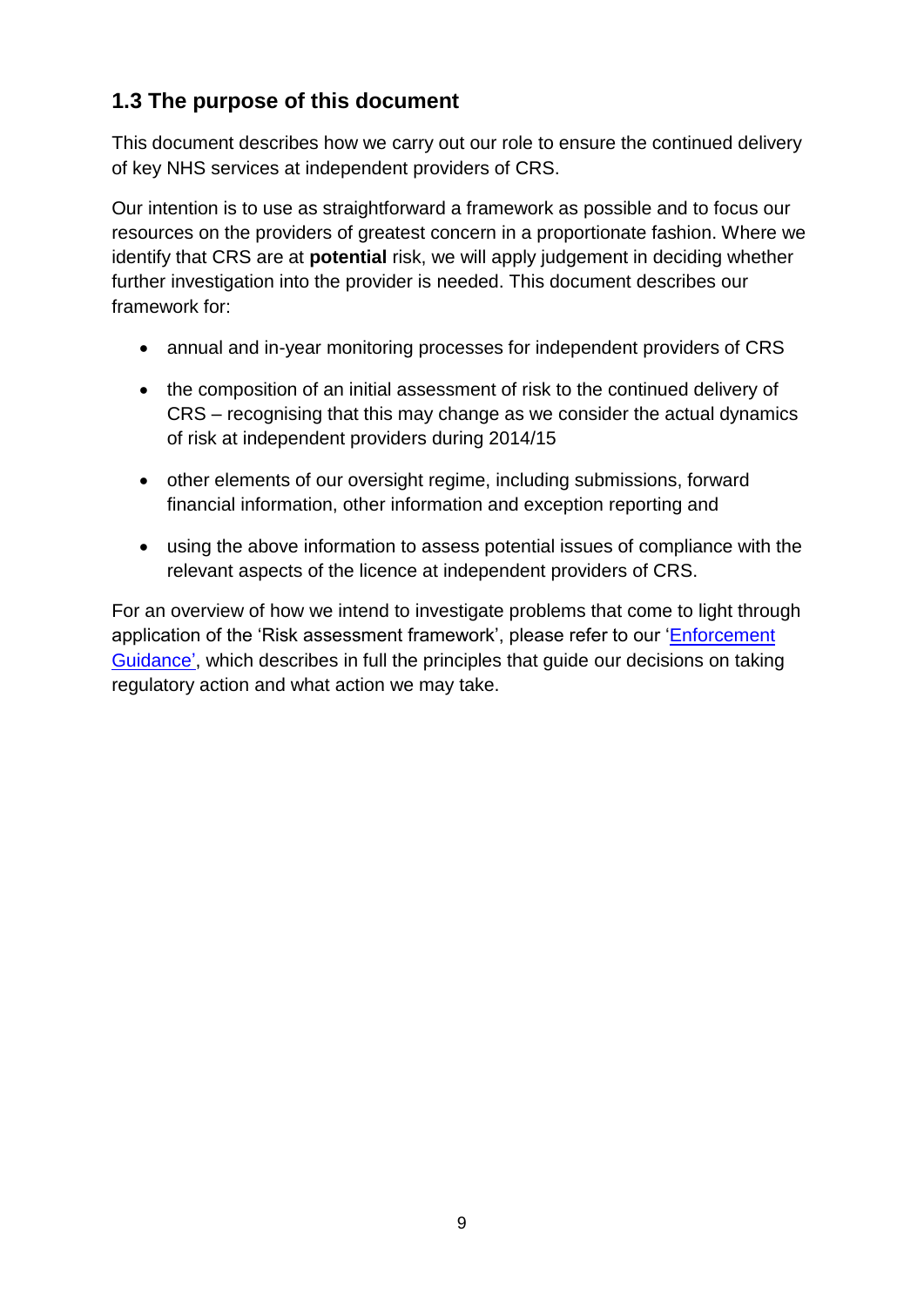## 1.3 The purpose of this document

This document describes how we carry out our role to ensure the continued delivery of key NHS services at independent providers of CRS.

Our intention is to use as straightforward a framework as possible and to focus our resources on the providers of greatest concern in a proportionate fashion. Where we identify that CRS are at **potential** risk, we will apply judgement in deciding whether further investigation into the provider is needed. This document describes our framework for:

- annual and in-year monitoring processes for independent providers of CRS
- the composition of an initial assessment of risk to the continued delivery of CRS – recognising that this may change as we consider the actual dynamics of risk at independent providers during 2014/15
- other elements of our oversight regime, including submissions, forward financial information, other information and exception reporting and
- using the above information to assess potential issues of compliance with the relevant aspects of the licence at independent providers of CRS.

For an overview of how we intend to investigate problems that come to light through application of the 'Risk assessment framework', please refer to our 'Enforcement Guidance', which describes in full the principles that guide our decisions on taking regulatory action and what action we may take.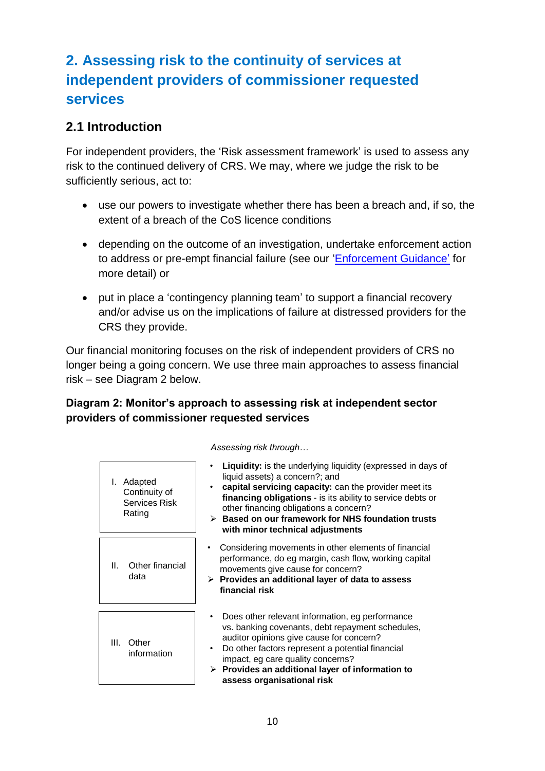## 2. Assessing risk to the continuity of services at independent providers of commissioner requested services

### 2.1 Introduction

For independent providers, the 'Risk assessment framework' is used to assess any risk to the continued delivery of CRS. We may, where we judge the risk to be sufficiently serious, act to:

- use our powers to investigate whether there has been a breach and, if so, the extent of a breach of the CoS licence conditions
- depending on the outcome of an investigation, undertake enforcement action to address or pre-empt financial failure (see our 'Enforcement Guidance' for more detail) or
- put in place a 'contingency planning team' to support a financial recovery and/or advise us on the implications of failure at distressed providers for the CRS they provide.

Our financial monitoring focuses on the risk of independent providers of CRS no longer being a going concern. We use three main approaches to assess financial risk – see Diagram 2 below.

**Diagram 2: Monitor's approach to assessing risk at independent sector providers of commissioner requested services**

| | *Assessing risk through…* |
|---|---|
| I. Adapted Continuity of Services Risk Rating | • **Liquidity:** is the underlying liquidity (expressed in days of liquid assets) a concern?; and<br>• **capital servicing capacity:** can the provider meet its **financing obligations** - is its ability to service debts or other financing obligations a concern?<br>➢ **Based on our framework for NHS foundation trusts with minor technical adjustments** |
| II. Other financial data | • Considering movements in other elements of financial performance, do eg margin, cash flow, working capital movements give cause for concern?<br>➢ **Provides an additional layer of data to assess financial risk** |
| III. Other information | • Does other relevant information, eg performance vs. banking covenants, debt repayment schedules, auditor opinions give cause for concern?<br>• Do other factors represent a potential financial impact, eg care quality concerns?<br>➢ **Provides an additional layer of information to assess organisational risk** |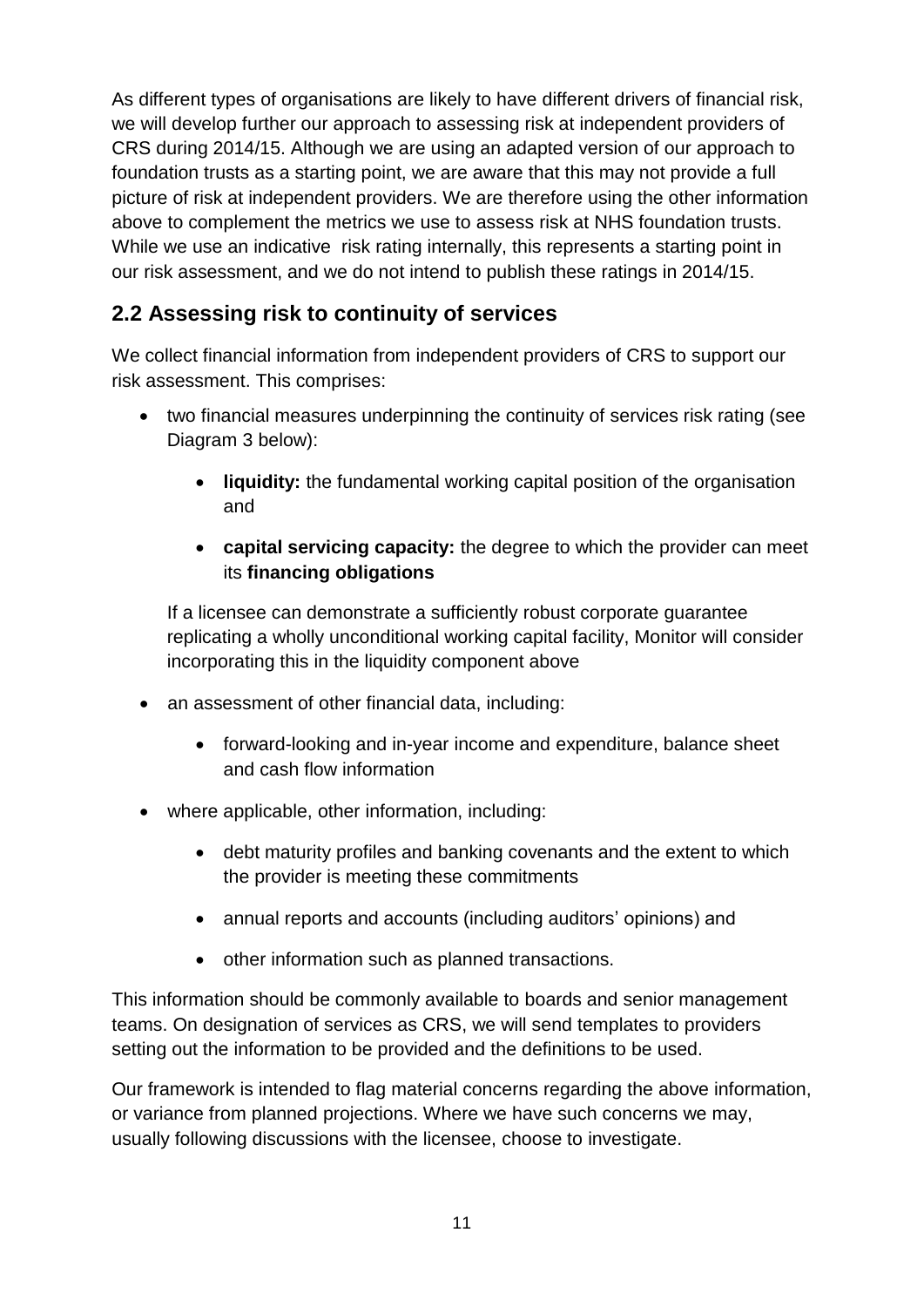As different types of organisations are likely to have different drivers of financial risk, we will develop further our approach to assessing risk at independent providers of CRS during 2014/15. Although we are using an adapted version of our approach to foundation trusts as a starting point, we are aware that this may not provide a full picture of risk at independent providers. We are therefore using the other information above to complement the metrics we use to assess risk at NHS foundation trusts. While we use an indicative risk rating internally, this represents a starting point in our risk assessment, and we do not intend to publish these ratings in 2014/15.

## 2.2 Assessing risk to continuity of services

We collect financial information from independent providers of CRS to support our risk assessment. This comprises:

- two financial measures underpinning the continuity of services risk rating (see Diagram 3 below):
    - **liquidity:** the fundamental working capital position of the organisation and
    - **capital servicing capacity:** the degree to which the provider can meet its **financing obligations**

  If a licensee can demonstrate a sufficiently robust corporate guarantee replicating a wholly unconditional working capital facility, Monitor will consider incorporating this in the liquidity component above

- an assessment of other financial data, including:
    - forward-looking and in-year income and expenditure, balance sheet and cash flow information
- where applicable, other information, including:
    - debt maturity profiles and banking covenants and the extent to which the provider is meeting these commitments
    - annual reports and accounts (including auditors' opinions) and
    - other information such as planned transactions.

This information should be commonly available to boards and senior management teams. On designation of services as CRS, we will send templates to providers setting out the information to be provided and the definitions to be used.

Our framework is intended to flag material concerns regarding the above information, or variance from planned projections. Where we have such concerns we may, usually following discussions with the licensee, choose to investigate.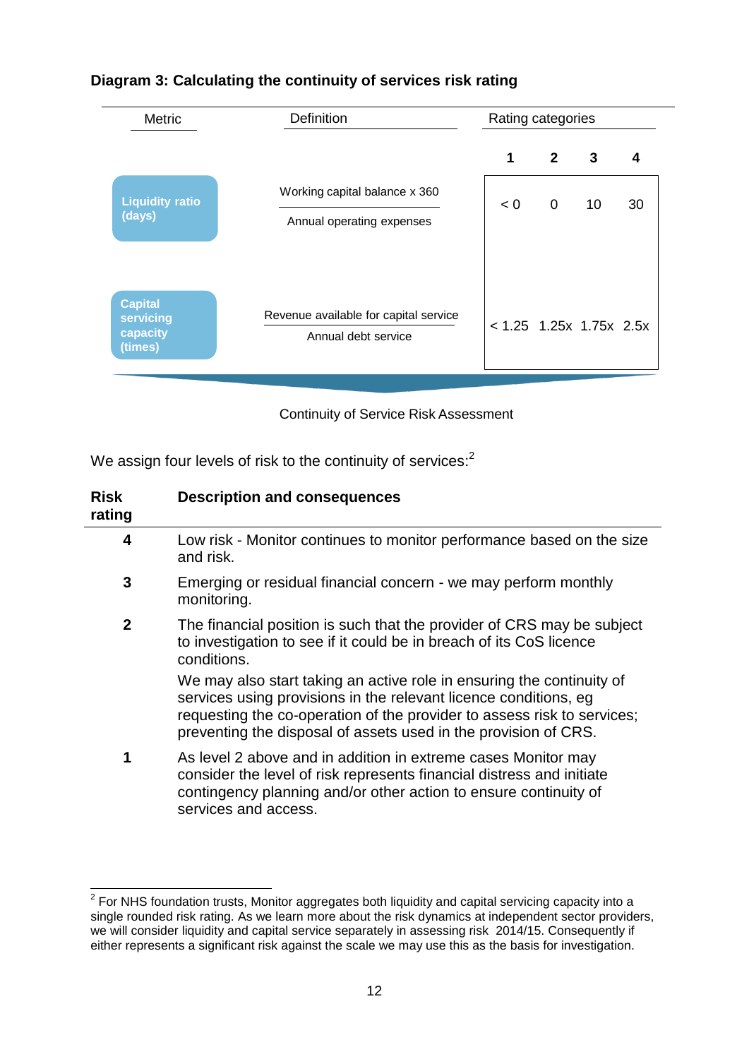**Diagram 3: Calculating the continuity of services risk rating**

| Metric | Definition | Rating categories | | | |
|---|---|---|---|---|---|
| | | **1** | **2** | **3** | **4** |
| **Liquidity ratio (days)** | $\frac{\text{Working capital balance x 360}}{\text{Annual operating expenses}}$ | < 0 | 0 | 10 | 30 |
| **Capital servicing capacity (times)** | $\frac{\text{Revenue available for capital service}}{\text{Annual debt service}}$ | < 1.25 | 1.25x | 1.75x | 2.5x |

Continuity of Service Risk Assessment

We assign four levels of risk to the continuity of services:[2]

| Risk rating | Description and consequences |
|---|---|
| **4** | Low risk - Monitor continues to monitor performance based on the size and risk. |
| **3** | Emerging or residual financial concern - we may perform monthly monitoring. |
| **2** | The financial position is such that the provider of CRS may be subject to investigation to see if it could be in breach of its CoS licence conditions. We may also start taking an active role in ensuring the continuity of services using provisions in the relevant licence conditions, eg requesting the co-operation of the provider to assess risk to services; preventing the disposal of assets used in the provision of CRS. |
| **1** | As level 2 above and in addition in extreme cases Monitor may consider the level of risk represents financial distress and initiate contingency planning and/or other action to ensure continuity of services and access. |

[2] For NHS foundation trusts, Monitor aggregates both liquidity and capital servicing capacity into a single rounded risk rating. As we learn more about the risk dynamics at independent sector providers, we will consider liquidity and capital service separately in assessing risk 2014/15. Consequently if either represents a significant risk against the scale we may use this as the basis for investigation.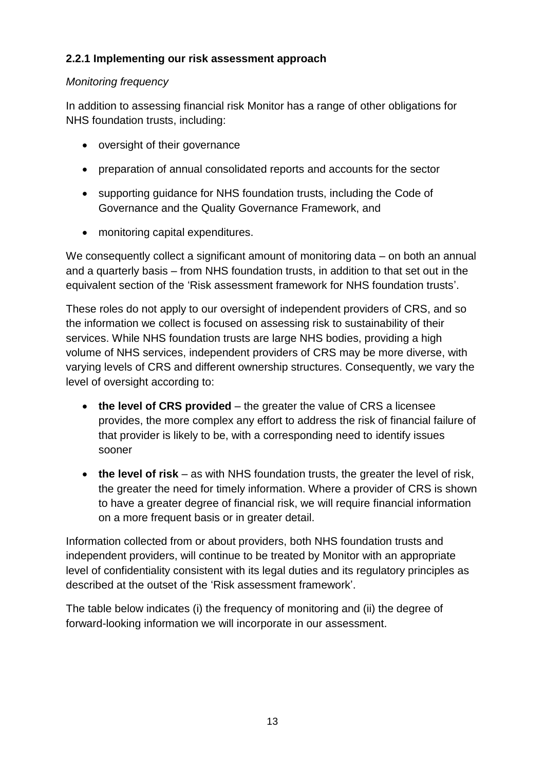### 2.2.1 Implementing our risk assessment approach

*Monitoring frequency*

In addition to assessing financial risk Monitor has a range of other obligations for NHS foundation trusts, including:

- oversight of their governance
- preparation of annual consolidated reports and accounts for the sector
- supporting guidance for NHS foundation trusts, including the Code of Governance and the Quality Governance Framework, and
- monitoring capital expenditures.

We consequently collect a significant amount of monitoring data – on both an annual and a quarterly basis – from NHS foundation trusts, in addition to that set out in the equivalent section of the 'Risk assessment framework for NHS foundation trusts'.

These roles do not apply to our oversight of independent providers of CRS, and so the information we collect is focused on assessing risk to sustainability of their services. While NHS foundation trusts are large NHS bodies, providing a high volume of NHS services, independent providers of CRS may be more diverse, with varying levels of CRS and different ownership structures. Consequently, we vary the level of oversight according to:

- **the level of CRS provided** – the greater the value of CRS a licensee provides, the more complex any effort to address the risk of financial failure of that provider is likely to be, with a corresponding need to identify issues sooner
- **the level of risk** – as with NHS foundation trusts, the greater the level of risk, the greater the need for timely information. Where a provider of CRS is shown to have a greater degree of financial risk, we will require financial information on a more frequent basis or in greater detail.

Information collected from or about providers, both NHS foundation trusts and independent providers, will continue to be treated by Monitor with an appropriate level of confidentiality consistent with its legal duties and its regulatory principles as described at the outset of the 'Risk assessment framework'.

The table below indicates (i) the frequency of monitoring and (ii) the degree of forward-looking information we will incorporate in our assessment.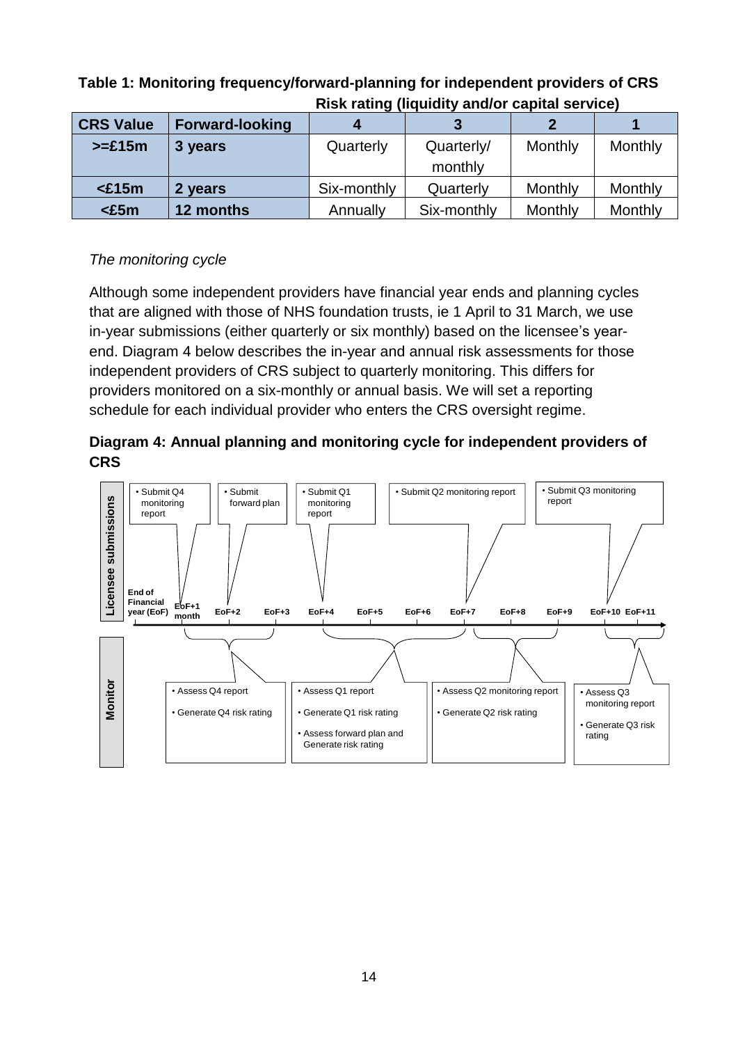**Table 1: Monitoring frequency/forward-planning for independent providers of CRS**

| | | Risk rating (liquidity and/or capital service) | | | |
|---|---|---|---|---|---|
| **CRS Value** | **Forward-looking** | **4** | **3** | **2** | **1** |
| **>=£15m** | **3 years** | Quarterly | Quarterly/ monthly | Monthly | Monthly |
| **<£15m** | **2 years** | Six-monthly | Quarterly | Monthly | Monthly |
| **<£5m** | **12 months** | Annually | Six-monthly | Monthly | Monthly |

*The monitoring cycle*

Although some independent providers have financial year ends and planning cycles that are aligned with those of NHS foundation trusts, ie 1 April to 31 March, we use in-year submissions (either quarterly or six monthly) based on the licensee's year-end. Diagram 4 below describes the in-year and annual risk assessments for those independent providers of CRS subject to quarterly monitoring. This differs for providers monitored on a six-monthly or annual basis. We will set a reporting schedule for each individual provider who enters the CRS oversight regime.

**Diagram 4: Annual planning and monitoring cycle for independent providers of CRS**

**Licensee submissions**

- EoF+1 month: Submit Q4 monitoring report
- EoF+2: Submit forward plan
- EoF+4: Submit Q1 monitoring report
- EoF+7: Submit Q2 monitoring report
- EoF+10: Submit Q3 monitoring report

Timeline: End of Financial year (EoF), EoF+1 month, EoF+2, EoF+3, EoF+4, EoF+5, EoF+6, EoF+7, EoF+8, EoF+9, EoF+10, EoF+11

**Monitor**

- EoF+1 month to EoF+3:
  - Assess Q4 report
  - Generate Q4 risk rating
- EoF+4 to EoF+7:
  - Assess Q1 report
  - Generate Q1 risk rating
  - Assess forward plan and Generate risk rating
- EoF+7 to EoF+9:
  - Assess Q2 monitoring report
  - Generate Q2 risk rating
- EoF+10 to EoF+11:
  - Assess Q3 monitoring report
  - Generate Q3 risk rating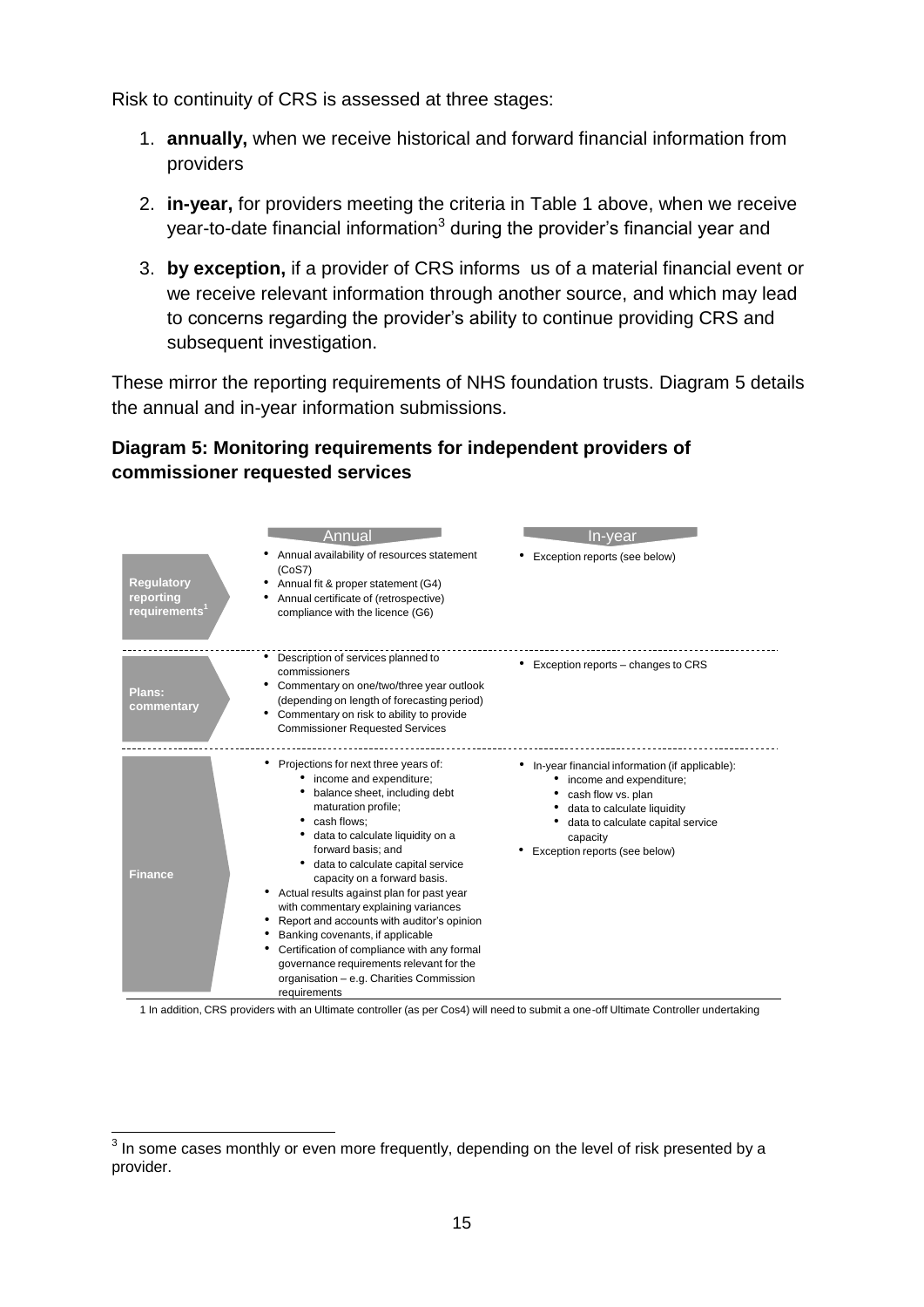Risk to continuity of CRS is assessed at three stages:

1. **annually,** when we receive historical and forward financial information from providers
2. **in-year,** for providers meeting the criteria in Table 1 above, when we receive year-to-date financial information[3] during the provider's financial year and
3. **by exception,** if a provider of CRS informs us of a material financial event or we receive relevant information through another source, and which may lead to concerns regarding the provider's ability to continue providing CRS and subsequent investigation.

These mirror the reporting requirements of NHS foundation trusts. Diagram 5 details the annual and in-year information submissions.

**Diagram 5: Monitoring requirements for independent providers of commissioner requested services**

| | Annual | In-year |
|---|---|---|
| **Regulatory reporting requirements[1]** | • Annual availability of resources statement (CoS7)<br>• Annual fit & proper statement (G4)<br>• Annual certificate of (retrospective) compliance with the licence (G6) | • Exception reports (see below) |
| **Plans: commentary** | • Description of services planned to commissioners<br>• Commentary on one/two/three year outlook (depending on length of forecasting period)<br>• Commentary on risk to ability to provide Commissioner Requested Services | • Exception reports – changes to CRS |
| **Finance** | • Projections for next three years of:<br>&nbsp;&nbsp;• income and expenditure;<br>&nbsp;&nbsp;• balance sheet, including debt maturation profile;<br>&nbsp;&nbsp;• cash flows;<br>&nbsp;&nbsp;• data to calculate liquidity on a forward basis; and<br>&nbsp;&nbsp;• data to calculate capital service capacity on a forward basis.<br>• Actual results against plan for past year with commentary explaining variances<br>• Report and accounts with auditor's opinion<br>• Banking covenants, if applicable<br>• Certification of compliance with any formal governance requirements relevant for the organisation – e.g. Charities Commission requirements | • In-year financial information (if applicable):<br>&nbsp;&nbsp;• income and expenditure;<br>&nbsp;&nbsp;• cash flow vs. plan<br>&nbsp;&nbsp;• data to calculate liquidity<br>&nbsp;&nbsp;• data to calculate capital service capacity<br>• Exception reports (see below) |

1 In addition, CRS providers with an Ultimate controller (as per Cos4) will need to submit a one-off Ultimate Controller undertaking

[3] In some cases monthly or even more frequently, depending on the level of risk presented by a provider.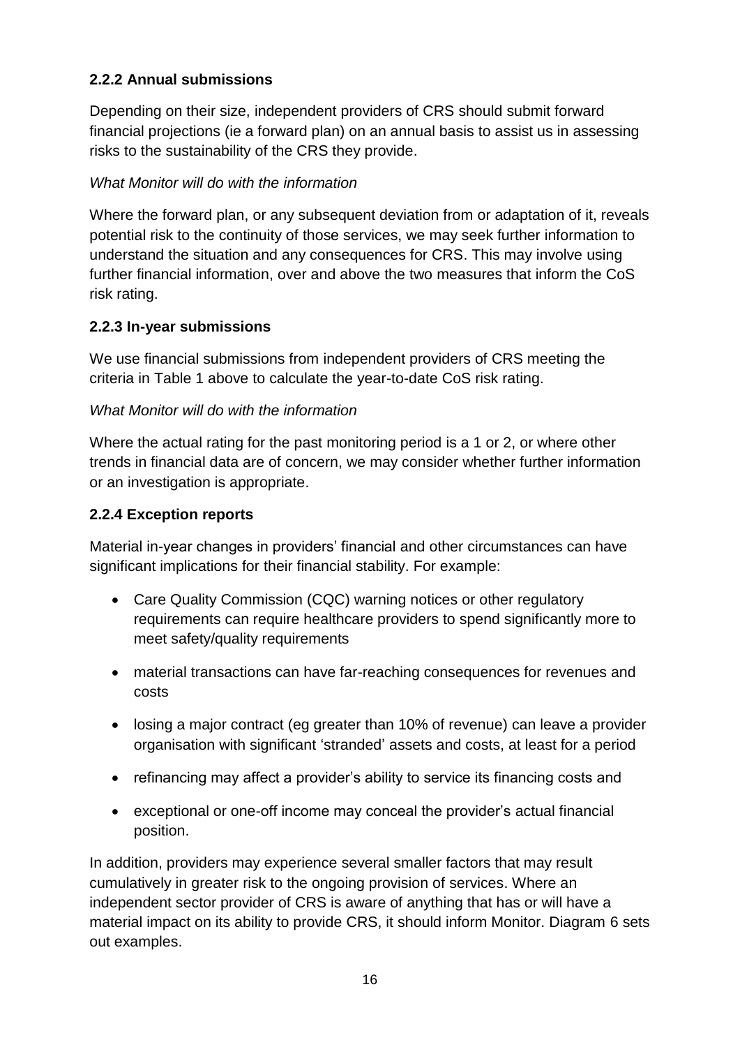### 2.2.2 Annual submissions

Depending on their size, independent providers of CRS should submit forward financial projections (ie a forward plan) on an annual basis to assist us in assessing risks to the sustainability of the CRS they provide.

*What Monitor will do with the information*

Where the forward plan, or any subsequent deviation from or adaptation of it, reveals potential risk to the continuity of those services, we may seek further information to understand the situation and any consequences for CRS. This may involve using further financial information, over and above the two measures that inform the CoS risk rating.

### 2.2.3 In-year submissions

We use financial submissions from independent providers of CRS meeting the criteria in Table 1 above to calculate the year-to-date CoS risk rating.

*What Monitor will do with the information*

Where the actual rating for the past monitoring period is a 1 or 2, or where other trends in financial data are of concern, we may consider whether further information or an investigation is appropriate.

### 2.2.4 Exception reports

Material in-year changes in providers' financial and other circumstances can have significant implications for their financial stability. For example:

- Care Quality Commission (CQC) warning notices or other regulatory requirements can require healthcare providers to spend significantly more to meet safety/quality requirements
- material transactions can have far-reaching consequences for revenues and costs
- losing a major contract (eg greater than 10% of revenue) can leave a provider organisation with significant 'stranded' assets and costs, at least for a period
- refinancing may affect a provider's ability to service its financing costs and
- exceptional or one-off income may conceal the provider's actual financial position.

In addition, providers may experience several smaller factors that may result cumulatively in greater risk to the ongoing provision of services. Where an independent sector provider of CRS is aware of anything that has or will have a material impact on its ability to provide CRS, it should inform Monitor. Diagram 6 sets out examples.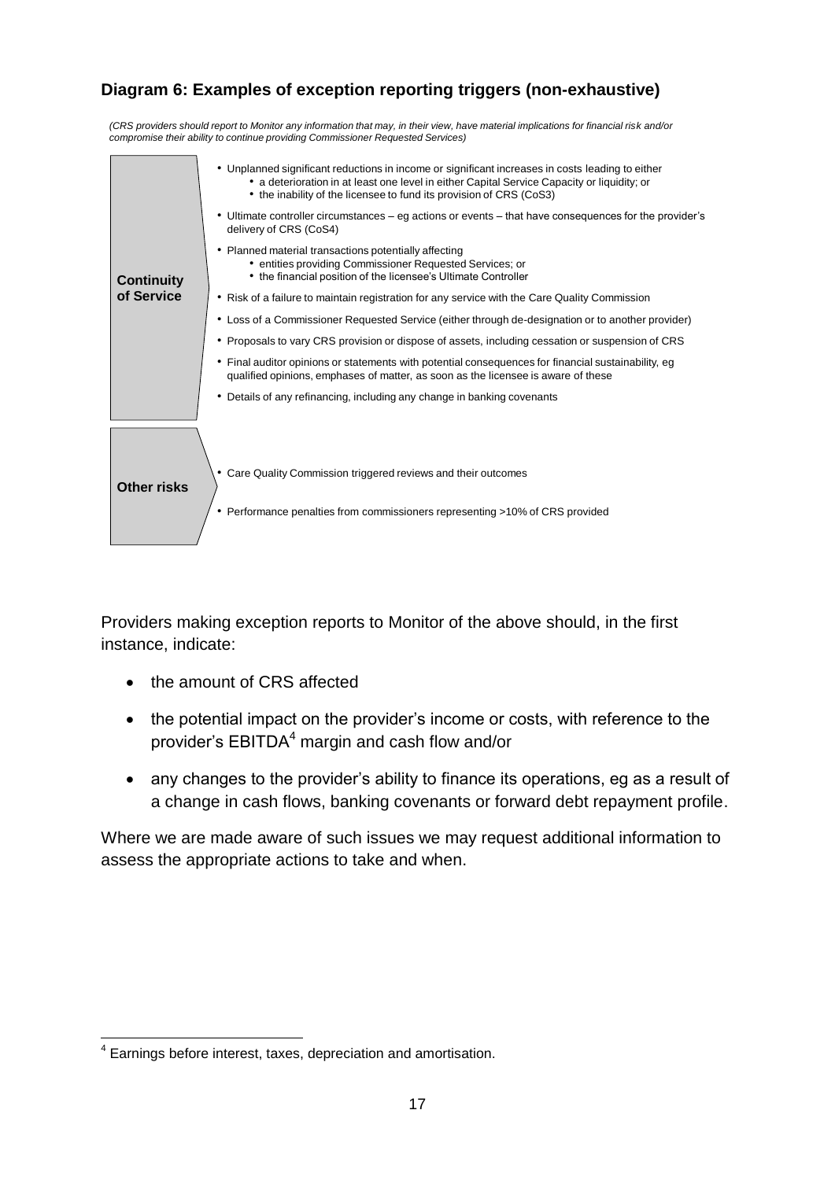**Diagram 6: Examples of exception reporting triggers (non-exhaustive)**

*(CRS providers should report to Monitor any information that may, in their view, have material implications for financial risk and/or compromise their ability to continue providing Commissioner Requested Services)*

**Continuity of Service**

- Unplanned significant reductions in income or significant increases in costs leading to either
  - a deterioration in at least one level in either Capital Service Capacity or liquidity; or
  - the inability of the licensee to fund its provision of CRS (CoS3)
- Ultimate controller circumstances – eg actions or events – that have consequences for the provider's delivery of CRS (CoS4)
- Planned material transactions potentially affecting
  - entities providing Commissioner Requested Services; or
  - the financial position of the licensee's Ultimate Controller
- Risk of a failure to maintain registration for any service with the Care Quality Commission
- Loss of a Commissioner Requested Service (either through de-designation or to another provider)
- Proposals to vary CRS provision or dispose of assets, including cessation or suspension of CRS
- Final auditor opinions or statements with potential consequences for financial sustainability, eg qualified opinions, emphases of matter, as soon as the licensee is aware of these
- Details of any refinancing, including any change in banking covenants

**Other risks**

- Care Quality Commission triggered reviews and their outcomes
- Performance penalties from commissioners representing >10% of CRS provided

Providers making exception reports to Monitor of the above should, in the first instance, indicate:

- the amount of CRS affected
- the potential impact on the provider's income or costs, with reference to the provider's EBITDA[4] margin and cash flow and/or
- any changes to the provider's ability to finance its operations, eg as a result of a change in cash flows, banking covenants or forward debt repayment profile.

Where we are made aware of such issues we may request additional information to assess the appropriate actions to take and when.

[4] Earnings before interest, taxes, depreciation and amortisation.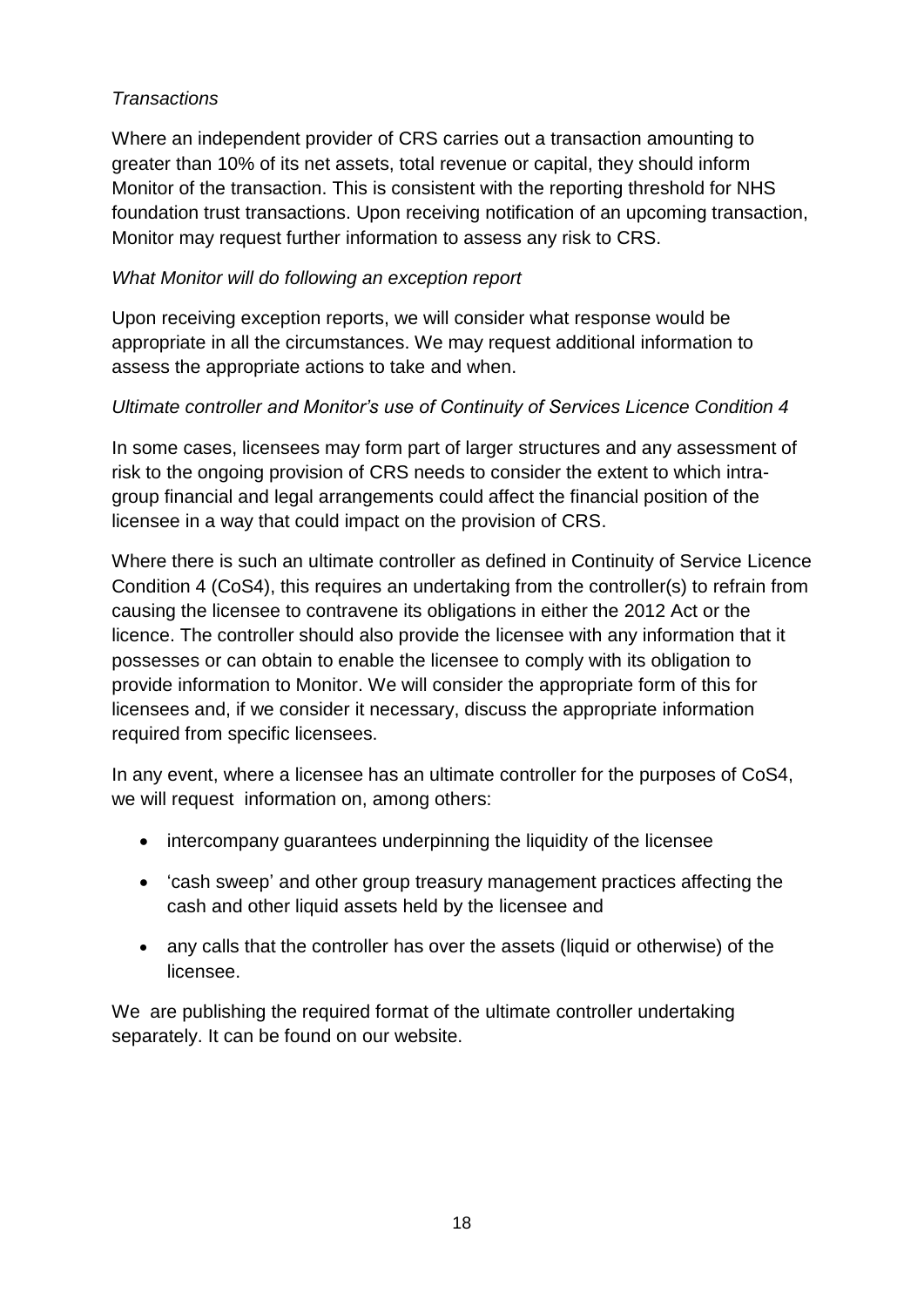*Transactions*

Where an independent provider of CRS carries out a transaction amounting to greater than 10% of its net assets, total revenue or capital, they should inform Monitor of the transaction. This is consistent with the reporting threshold for NHS foundation trust transactions. Upon receiving notification of an upcoming transaction, Monitor may request further information to assess any risk to CRS.

*What Monitor will do following an exception report*

Upon receiving exception reports, we will consider what response would be appropriate in all the circumstances. We may request additional information to assess the appropriate actions to take and when.

*Ultimate controller and Monitor's use of Continuity of Services Licence Condition 4*

In some cases, licensees may form part of larger structures and any assessment of risk to the ongoing provision of CRS needs to consider the extent to which intra-group financial and legal arrangements could affect the financial position of the licensee in a way that could impact on the provision of CRS.

Where there is such an ultimate controller as defined in Continuity of Service Licence Condition 4 (CoS4), this requires an undertaking from the controller(s) to refrain from causing the licensee to contravene its obligations in either the 2012 Act or the licence. The controller should also provide the licensee with any information that it possesses or can obtain to enable the licensee to comply with its obligation to provide information to Monitor. We will consider the appropriate form of this for licensees and, if we consider it necessary, discuss the appropriate information required from specific licensees.

In any event, where a licensee has an ultimate controller for the purposes of CoS4, we will request information on, among others:

- intercompany guarantees underpinning the liquidity of the licensee
- 'cash sweep' and other group treasury management practices affecting the cash and other liquid assets held by the licensee and
- any calls that the controller has over the assets (liquid or otherwise) of the licensee.

We are publishing the required format of the ultimate controller undertaking separately. It can be found on our website.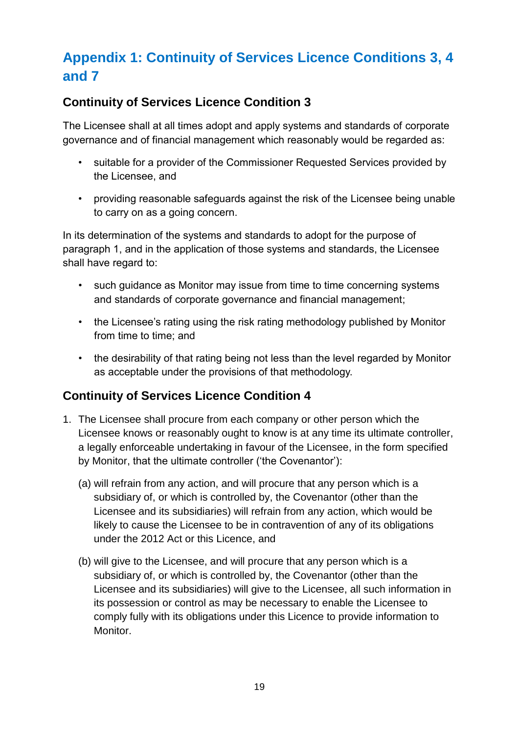## Appendix 1: Continuity of Services Licence Conditions 3, 4 and 7

### Continuity of Services Licence Condition 3

The Licensee shall at all times adopt and apply systems and standards of corporate governance and of financial management which reasonably would be regarded as:

- suitable for a provider of the Commissioner Requested Services provided by the Licensee, and
- providing reasonable safeguards against the risk of the Licensee being unable to carry on as a going concern.

In its determination of the systems and standards to adopt for the purpose of paragraph 1, and in the application of those systems and standards, the Licensee shall have regard to:

- such guidance as Monitor may issue from time to time concerning systems and standards of corporate governance and financial management;
- the Licensee's rating using the risk rating methodology published by Monitor from time to time; and
- the desirability of that rating being not less than the level regarded by Monitor as acceptable under the provisions of that methodology.

### Continuity of Services Licence Condition 4

1. The Licensee shall procure from each company or other person which the Licensee knows or reasonably ought to know is at any time its ultimate controller, a legally enforceable undertaking in favour of the Licensee, in the form specified by Monitor, that the ultimate controller ('the Covenantor'):

   (a) will refrain from any action, and will procure that any person which is a subsidiary of, or which is controlled by, the Covenantor (other than the Licensee and its subsidiaries) will refrain from any action, which would be likely to cause the Licensee to be in contravention of any of its obligations under the 2012 Act or this Licence, and

   (b) will give to the Licensee, and will procure that any person which is a subsidiary of, or which is controlled by, the Covenantor (other than the Licensee and its subsidiaries) will give to the Licensee, all such information in its possession or control as may be necessary to enable the Licensee to comply fully with its obligations under this Licence to provide information to Monitor.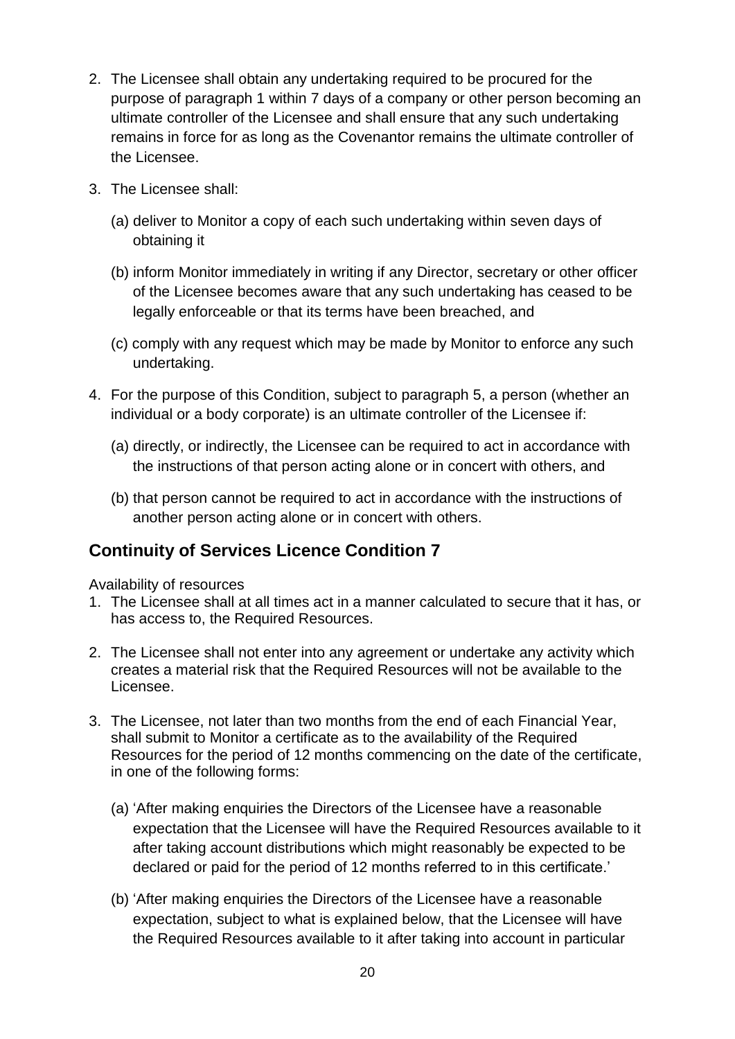2. The Licensee shall obtain any undertaking required to be procured for the purpose of paragraph 1 within 7 days of a company or other person becoming an ultimate controller of the Licensee and shall ensure that any such undertaking remains in force for as long as the Covenantor remains the ultimate controller of the Licensee.

3. The Licensee shall:

   (a) deliver to Monitor a copy of each such undertaking within seven days of obtaining it

   (b) inform Monitor immediately in writing if any Director, secretary or other officer of the Licensee becomes aware that any such undertaking has ceased to be legally enforceable or that its terms have been breached, and

   (c) comply with any request which may be made by Monitor to enforce any such undertaking.

4. For the purpose of this Condition, subject to paragraph 5, a person (whether an individual or a body corporate) is an ultimate controller of the Licensee if:

   (a) directly, or indirectly, the Licensee can be required to act in accordance with the instructions of that person acting alone or in concert with others, and

   (b) that person cannot be required to act in accordance with the instructions of another person acting alone or in concert with others.

## Continuity of Services Licence Condition 7

Availability of resources

1. The Licensee shall at all times act in a manner calculated to secure that it has, or has access to, the Required Resources.

2. The Licensee shall not enter into any agreement or undertake any activity which creates a material risk that the Required Resources will not be available to the Licensee.

3. The Licensee, not later than two months from the end of each Financial Year, shall submit to Monitor a certificate as to the availability of the Required Resources for the period of 12 months commencing on the date of the certificate, in one of the following forms:

   (a) 'After making enquiries the Directors of the Licensee have a reasonable expectation that the Licensee will have the Required Resources available to it after taking account distributions which might reasonably be expected to be declared or paid for the period of 12 months referred to in this certificate.'

   (b) 'After making enquiries the Directors of the Licensee have a reasonable expectation, subject to what is explained below, that the Licensee will have the Required Resources available to it after taking into account in particular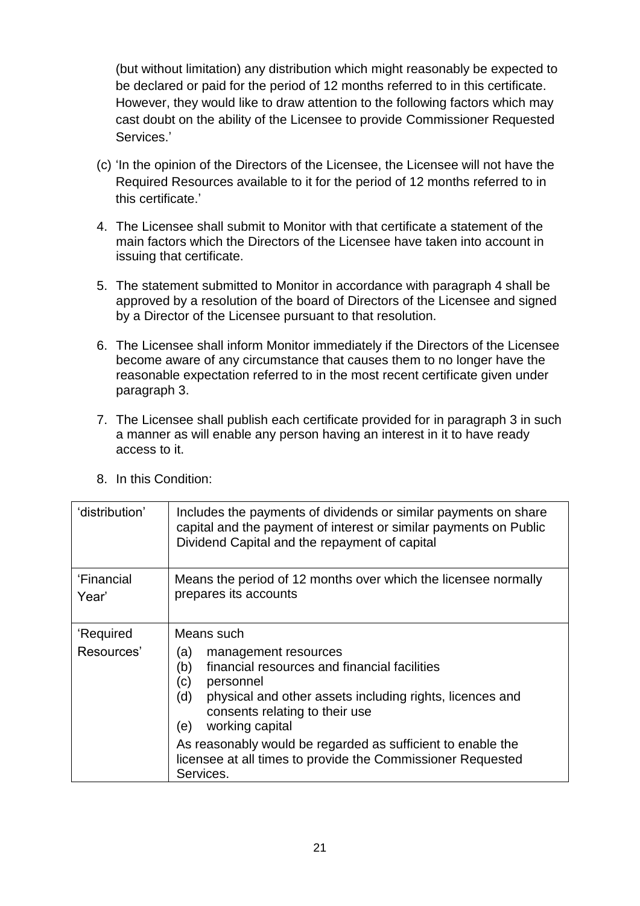(but without limitation) any distribution which might reasonably be expected to be declared or paid for the period of 12 months referred to in this certificate. However, they would like to draw attention to the following factors which may cast doubt on the ability of the Licensee to provide Commissioner Requested Services.'

(c) 'In the opinion of the Directors of the Licensee, the Licensee will not have the Required Resources available to it for the period of 12 months referred to in this certificate.'

4. The Licensee shall submit to Monitor with that certificate a statement of the main factors which the Directors of the Licensee have taken into account in issuing that certificate.

5. The statement submitted to Monitor in accordance with paragraph 4 shall be approved by a resolution of the board of Directors of the Licensee and signed by a Director of the Licensee pursuant to that resolution.

6. The Licensee shall inform Monitor immediately if the Directors of the Licensee become aware of any circumstance that causes them to no longer have the reasonable expectation referred to in the most recent certificate given under paragraph 3.

7. The Licensee shall publish each certificate provided for in paragraph 3 in such a manner as will enable any person having an interest in it to have ready access to it.

8. In this Condition:

| | |
|---|---|
| 'distribution' | Includes the payments of dividends or similar payments on share capital and the payment of interest or similar payments on Public Dividend Capital and the repayment of capital |
| 'Financial Year' | Means the period of 12 months over which the licensee normally prepares its accounts |
| 'Required Resources' | Means such<br>(a) management resources<br>(b) financial resources and financial facilities<br>(c) personnel<br>(d) physical and other assets including rights, licences and consents relating to their use<br>(e) working capital<br>As reasonably would be regarded as sufficient to enable the licensee at all times to provide the Commissioner Requested Services. |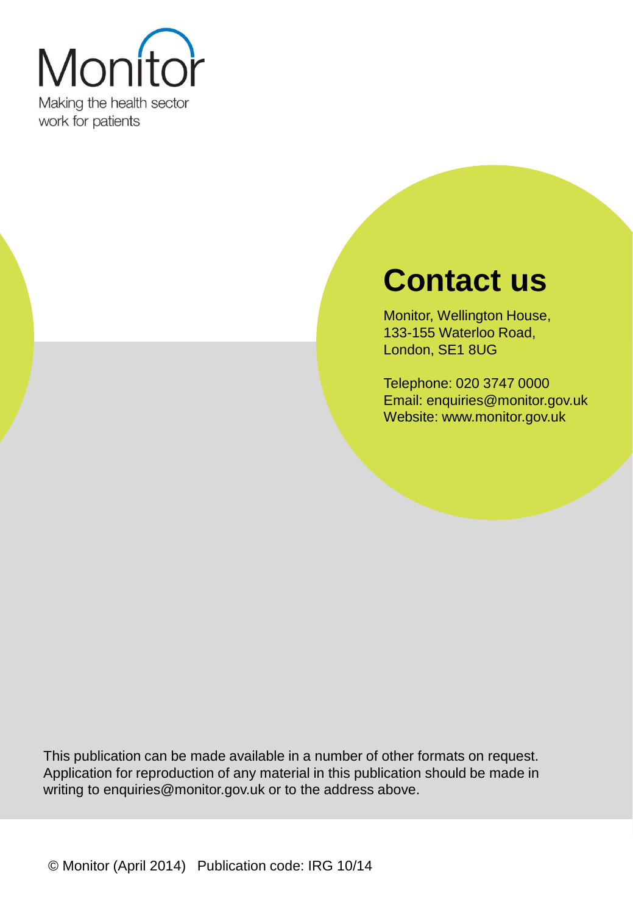Monitor

Making the health sector work for patients

# Contact us

Monitor, Wellington House,
133-155 Waterloo Road,
London, SE1 8UG

Telephone: 020 3747 0000
Email: enquiries@monitor.gov.uk
Website: www.monitor.gov.uk

This publication can be made available in a number of other formats on request. Application for reproduction of any material in this publication should be made in writing to enquiries@monitor.gov.uk or to the address above.

© Monitor (April 2014) Publication code: IRG 10/14